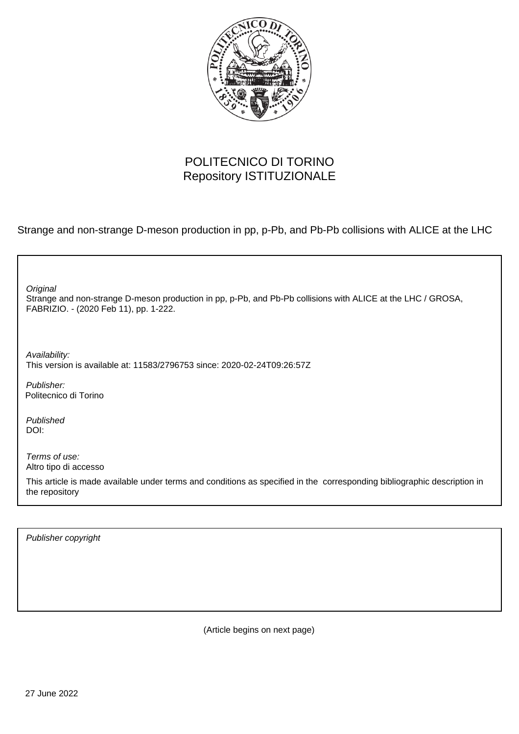POLITECNICO DI TORINO
Repository ISTITUZIONALE

Strange and non-strange D-meson production in pp, p-Pb, and Pb-Pb collisions with ALICE at the LHC

*Original*
Strange and non-strange D-meson production in pp, p-Pb, and Pb-Pb collisions with ALICE at the LHC / GROSA, FABRIZIO. - (2020 Feb 11), pp. 1-222.

*Availability:*
This version is available at: 11583/2796753 since: 2020-02-24T09:26:57Z

*Publisher:*
Politecnico di Torino

*Published*
DOI:

*Terms of use:*
Altro tipo di accesso

This article is made available under terms and conditions as specified in the corresponding bibliographic description in the repository

*Publisher copyright*

(Article begins on next page)

27 June 2022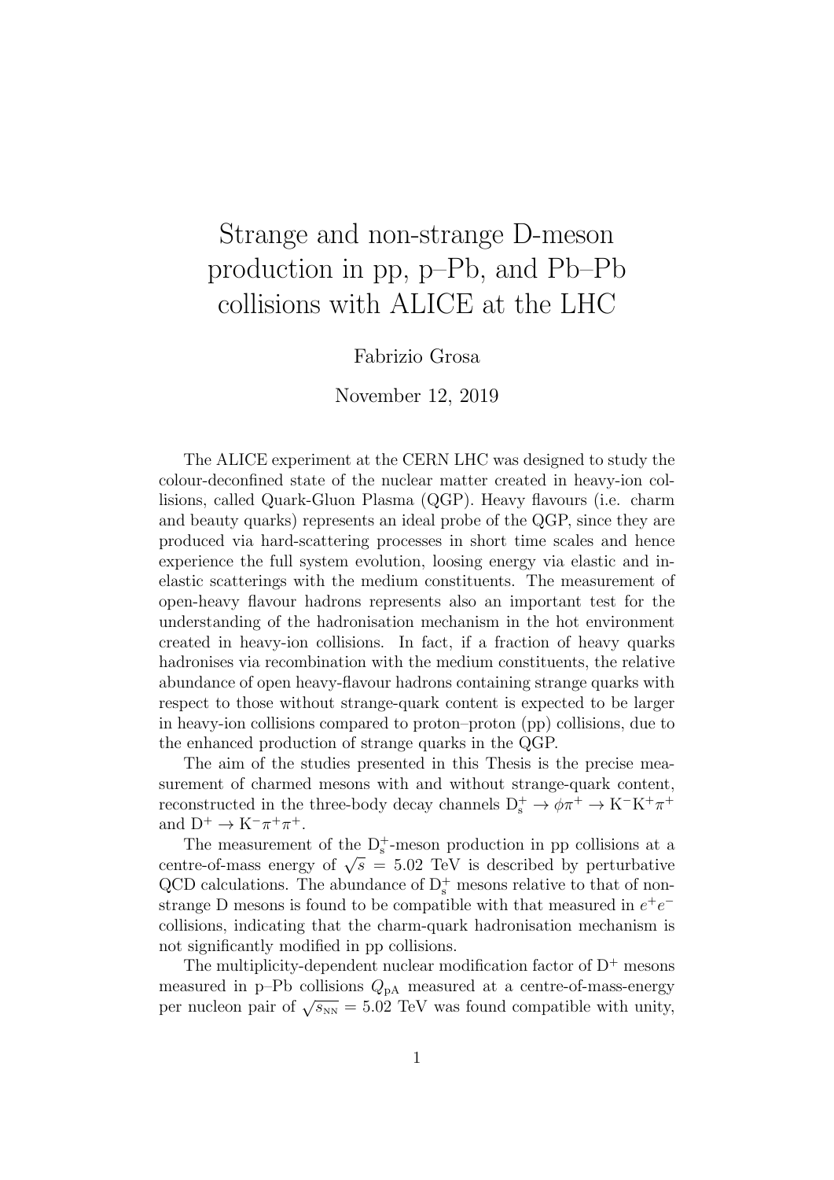# Strange and non-strange D-meson production in pp, p–Pb, and Pb–Pb collisions with ALICE at the LHC

Fabrizio Grosa

November 12, 2019

The ALICE experiment at the CERN LHC was designed to study the colour-deconfined state of the nuclear matter created in heavy-ion collisions, called Quark-Gluon Plasma (QGP). Heavy flavours (i.e. charm and beauty quarks) represents an ideal probe of the QGP, since they are produced via hard-scattering processes in short time scales and hence experience the full system evolution, loosing energy via elastic and inelastic scatterings with the medium constituents. The measurement of open-heavy flavour hadrons represents also an important test for the understanding of the hadronisation mechanism in the hot environment created in heavy-ion collisions. In fact, if a fraction of heavy quarks hadronises via recombination with the medium constituents, the relative abundance of open heavy-flavour hadrons containing strange quarks with respect to those without strange-quark content is expected to be larger in heavy-ion collisions compared to proton–proton (pp) collisions, due to the enhanced production of strange quarks in the QGP.

The aim of the studies presented in this Thesis is the precise measurement of charmed mesons with and without strange-quark content, reconstructed in the three-body decay channels $\mathrm{D_s^+} \to \phi\pi^+ \to \mathrm{K^-K^+}\pi^+$ and $\mathrm{D^+} \to \mathrm{K^-}\pi^+\pi^+$.

The measurement of the $\mathrm{D_s^+}$-meson production in pp collisions at a centre-of-mass energy of $\sqrt{s} = 5.02$ TeV is described by perturbative QCD calculations. The abundance of $\mathrm{D_s^+}$ mesons relative to that of non-strange D mesons is found to be compatible with that measured in $e^+e^-$ collisions, indicating that the charm-quark hadronisation mechanism is not significantly modified in pp collisions.

The multiplicity-dependent nuclear modification factor of $\mathrm{D^+}$ mesons measured in p–Pb collisions $Q_{\mathrm{pA}}$ measured at a centre-of-mass-energy per nucleon pair of $\sqrt{s_{\mathrm{NN}}} = 5.02$ TeV was found compatible with unity,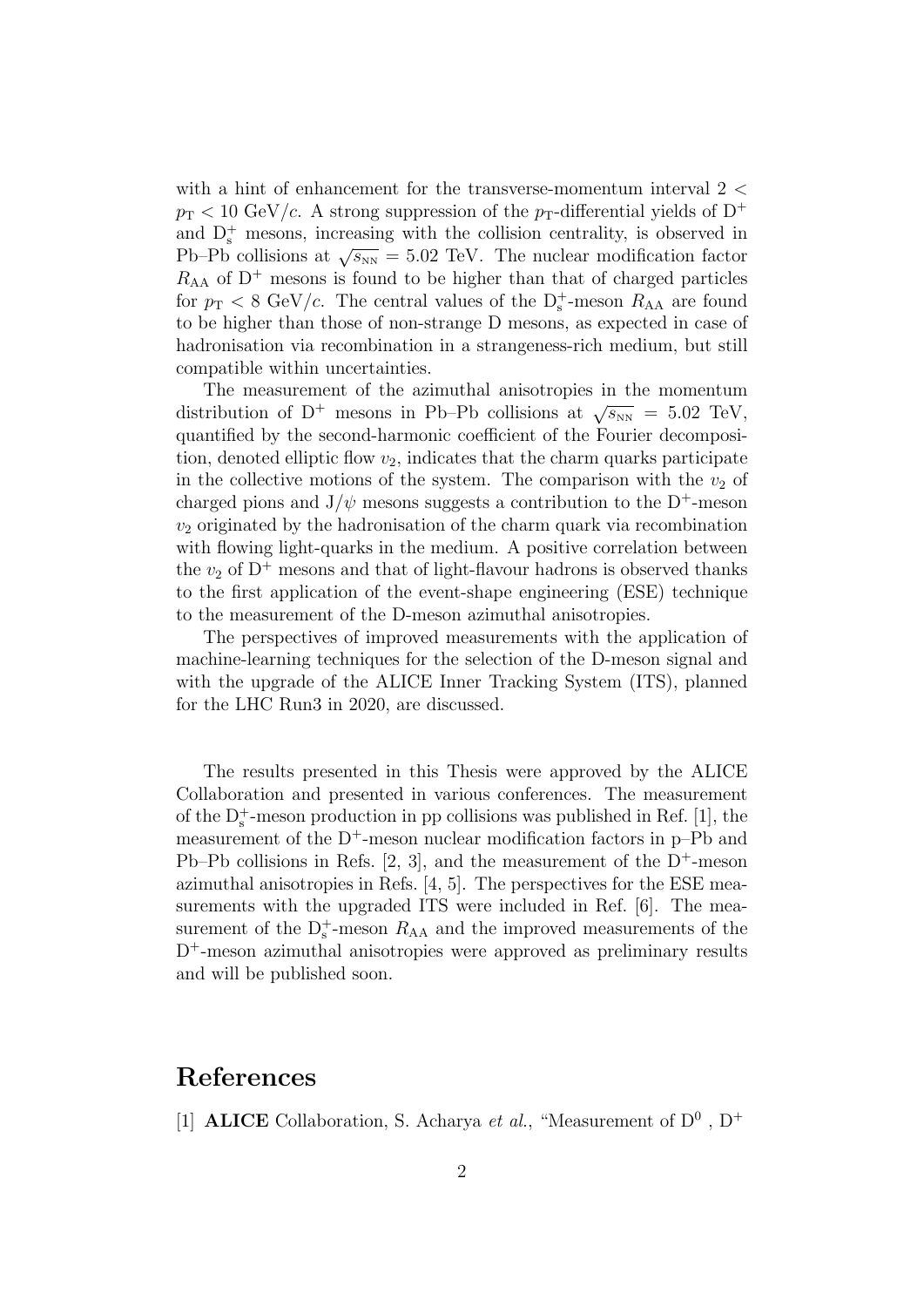with a hint of enhancement for the transverse-momentum interval $2 < p_{\mathrm{T}} < 10$ GeV/$c$. A strong suppression of the $p_{\mathrm{T}}$-differential yields of $\mathrm{D}^+$ and $\mathrm{D}_{\mathrm{s}}^+$ mesons, increasing with the collision centrality, is observed in Pb–Pb collisions at $\sqrt{s_{\mathrm{NN}}} = 5.02$ TeV. The nuclear modification factor $R_{\mathrm{AA}}$ of $\mathrm{D}^+$ mesons is found to be higher than that of charged particles for $p_{\mathrm{T}} < 8$ GeV/$c$. The central values of the $\mathrm{D}_{\mathrm{s}}^+$-meson $R_{\mathrm{AA}}$ are found to be higher than those of non-strange D mesons, as expected in case of hadronisation via recombination in a strangeness-rich medium, but still compatible within uncertainties.

The measurement of the azimuthal anisotropies in the momentum distribution of $\mathrm{D}^+$ mesons in Pb–Pb collisions at $\sqrt{s_{\mathrm{NN}}} = 5.02$ TeV, quantified by the second-harmonic coefficient of the Fourier decomposition, denoted elliptic flow $v_2$, indicates that the charm quarks participate in the collective motions of the system. The comparison with the $v_2$ of charged pions and $\mathrm{J}/\psi$ mesons suggests a contribution to the $\mathrm{D}^+$-meson $v_2$ originated by the hadronisation of the charm quark via recombination with flowing light-quarks in the medium. A positive correlation between the $v_2$ of $\mathrm{D}^+$ mesons and that of light-flavour hadrons is observed thanks to the first application of the event-shape engineering (ESE) technique to the measurement of the D-meson azimuthal anisotropies.

The perspectives of improved measurements with the application of machine-learning techniques for the selection of the D-meson signal and with the upgrade of the ALICE Inner Tracking System (ITS), planned for the LHC Run3 in 2020, are discussed.

The results presented in this Thesis were approved by the ALICE Collaboration and presented in various conferences. The measurement of the $\mathrm{D}_{\mathrm{s}}^+$-meson production in pp collisions was published in Ref. [1], the measurement of the $\mathrm{D}^+$-meson nuclear modification factors in p–Pb and Pb–Pb collisions in Refs. [2, 3], and the measurement of the $\mathrm{D}^+$-meson azimuthal anisotropies in Refs. [4, 5]. The perspectives for the ESE measurements with the upgraded ITS were included in Ref. [6]. The measurement of the $\mathrm{D}_{\mathrm{s}}^+$-meson $R_{\mathrm{AA}}$ and the improved measurements of the $\mathrm{D}^+$-meson azimuthal anisotropies were approved as preliminary results and will be published soon.

# References

[1] **ALICE** Collaboration, S. Acharya *et al.*, "Measurement of $\mathrm{D}^0$ , $\mathrm{D}^+$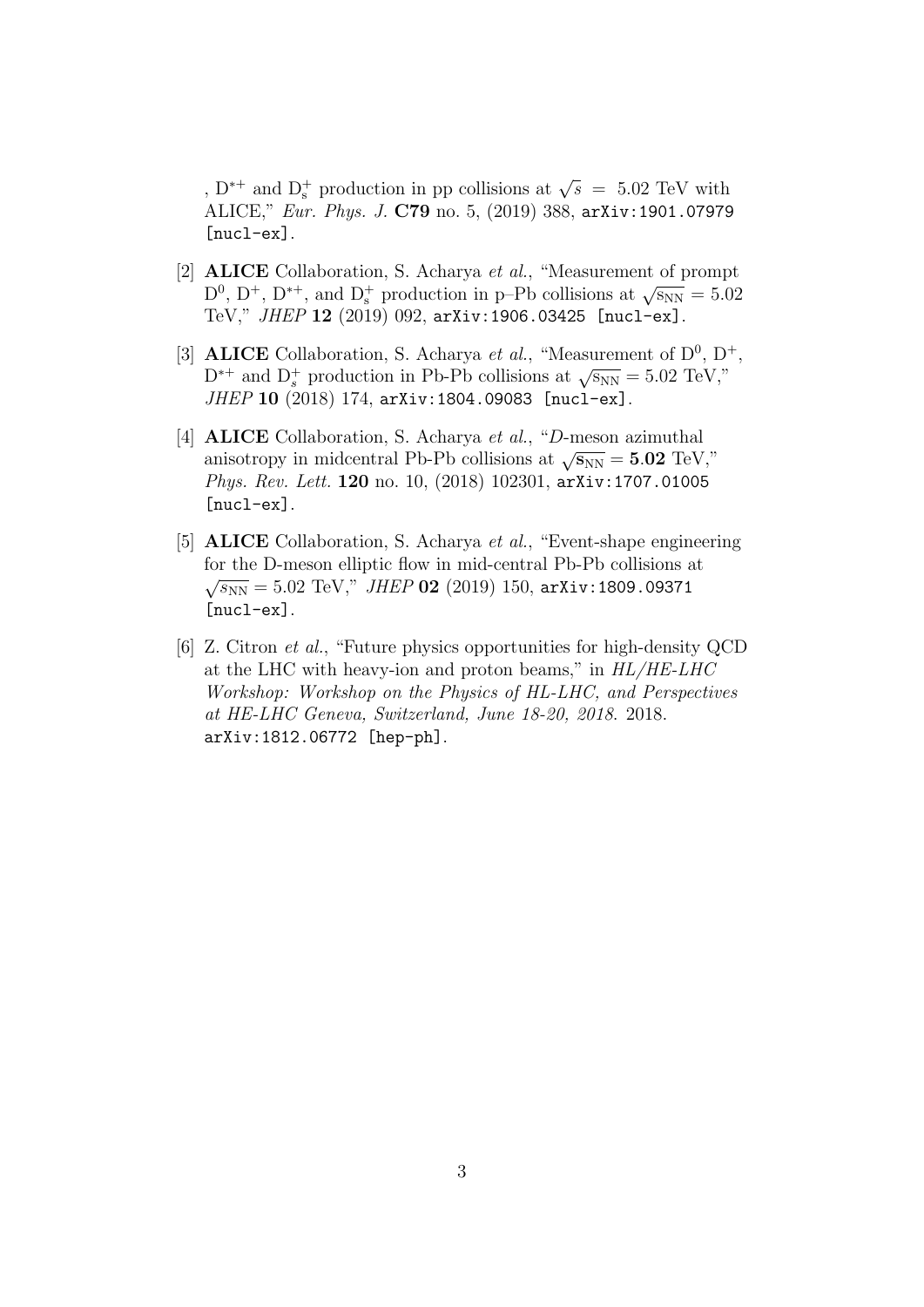, $D^{*+}$ and $D_s^+$ production in pp collisions at $\sqrt{s} = 5.02$ TeV with ALICE," *Eur. Phys. J.* **C79** no. 5, (2019) 388, `arXiv:1901.07979 [nucl-ex]`.

[2] **ALICE** Collaboration, S. Acharya *et al.*, "Measurement of prompt $D^0$, $D^+$, $D^{*+}$, and $D_s^+$ production in p–Pb collisions at $\sqrt{s_{NN}} = 5.02$ TeV," *JHEP* **12** (2019) 092, `arXiv:1906.03425 [nucl-ex]`.

[3] **ALICE** Collaboration, S. Acharya *et al.*, "Measurement of $D^0$, $D^+$, $D^{*+}$ and $D_s^+$ production in Pb-Pb collisions at $\sqrt{s_{NN}} = 5.02$ TeV," *JHEP* **10** (2018) 174, `arXiv:1804.09083 [nucl-ex]`.

[4] **ALICE** Collaboration, S. Acharya *et al.*, "*D*-meson azimuthal anisotropy in midcentral Pb-Pb collisions at $\sqrt{\mathbf{s}_{NN}} = \mathbf{5.02}$ TeV," *Phys. Rev. Lett.* **120** no. 10, (2018) 102301, `arXiv:1707.01005 [nucl-ex]`.

[5] **ALICE** Collaboration, S. Acharya *et al.*, "Event-shape engineering for the D-meson elliptic flow in mid-central Pb-Pb collisions at $\sqrt{s_{NN}} = 5.02$ TeV," *JHEP* **02** (2019) 150, `arXiv:1809.09371 [nucl-ex]`.

[6] Z. Citron *et al.*, "Future physics opportunities for high-density QCD at the LHC with heavy-ion and proton beams," in *HL/HE-LHC Workshop: Workshop on the Physics of HL-LHC, and Perspectives at HE-LHC Geneva, Switzerland, June 18-20, 2018*. 2018. `arXiv:1812.06772 [hep-ph]`.